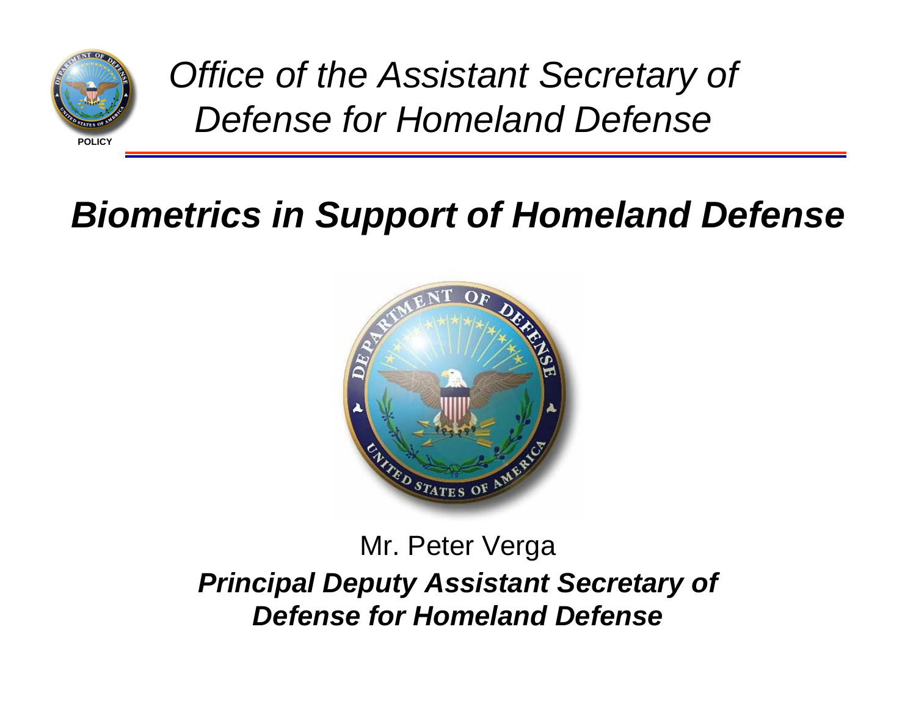POLICY

*Office of the Assistant Secretary of Defense for Homeland Defense*

# *Biometrics in Support of Homeland Defense*

Mr. Peter Verga

***Principal Deputy Assistant Secretary of Defense for Homeland Defense***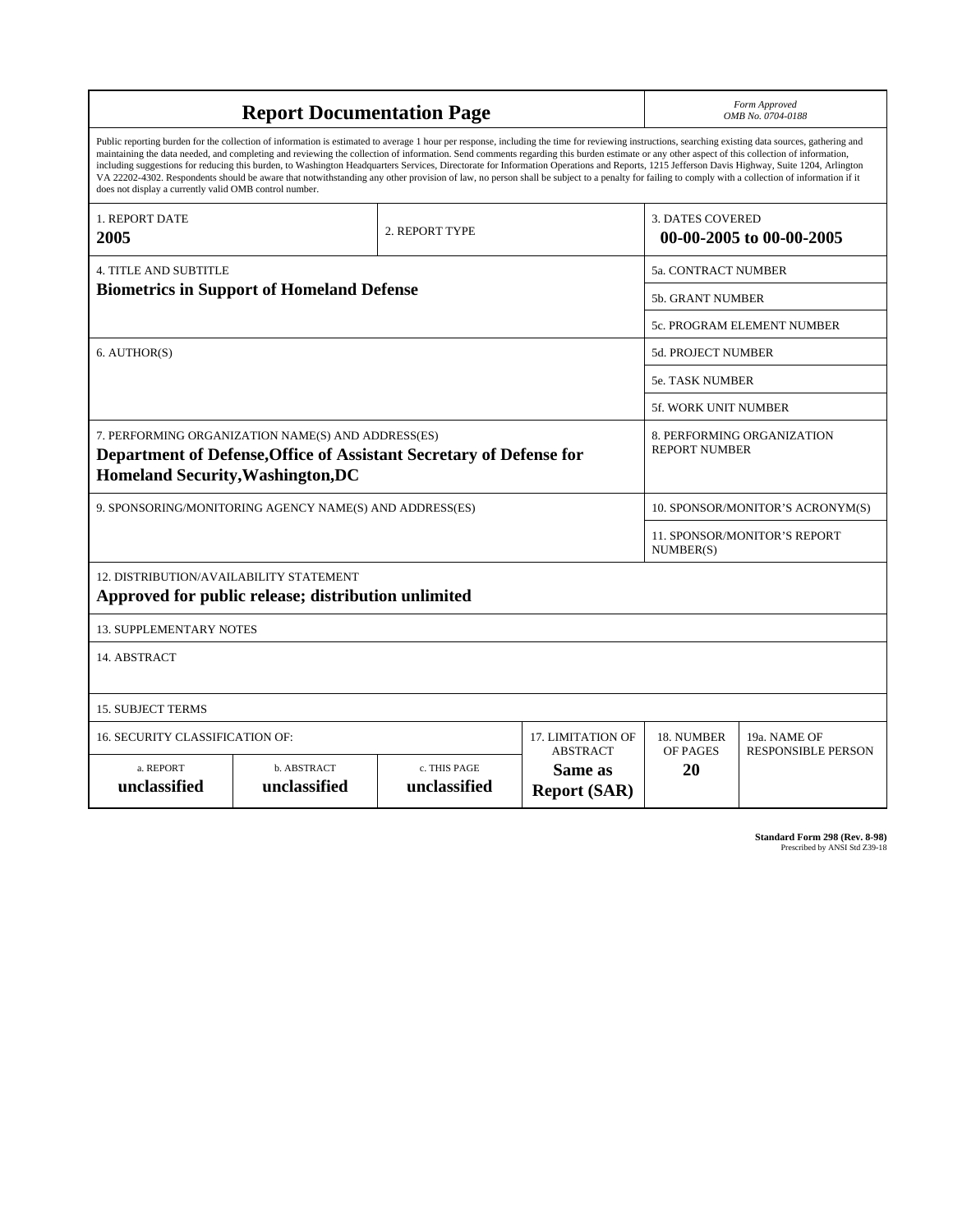# Report Documentation Page

*Form Approved*
*OMB No. 0704-0188*

Public reporting burden for the collection of information is estimated to average 1 hour per response, including the time for reviewing instructions, searching existing data sources, gathering and maintaining the data needed, and completing and reviewing the collection of information. Send comments regarding this burden estimate or any other aspect of this collection of information, including suggestions for reducing this burden, to Washington Headquarters Services, Directorate for Information Operations and Reports, 1215 Jefferson Davis Highway, Suite 1204, Arlington VA 22202-4302. Respondents should be aware that notwithstanding any other provision of law, no person shall be subject to a penalty for failing to comply with a collection of information if it does not display a currently valid OMB control number.

| | | |
|---|---|---|
| 1. REPORT DATE **2005** | 2. REPORT TYPE | 3. DATES COVERED **00-00-2005 to 00-00-2005** |
| 4. TITLE AND SUBTITLE **Biometrics in Support of Homeland Defense** | | 5a. CONTRACT NUMBER |
| | | 5b. GRANT NUMBER |
| | | 5c. PROGRAM ELEMENT NUMBER |
| 6. AUTHOR(S) | | 5d. PROJECT NUMBER |
| | | 5e. TASK NUMBER |
| | | 5f. WORK UNIT NUMBER |
| 7. PERFORMING ORGANIZATION NAME(S) AND ADDRESS(ES) **Department of Defense,Office of Assistant Secretary of Defense for Homeland Security,Washington,DC** | | 8. PERFORMING ORGANIZATION REPORT NUMBER |
| 9. SPONSORING/MONITORING AGENCY NAME(S) AND ADDRESS(ES) | | 10. SPONSOR/MONITOR'S ACRONYM(S) |
| | | 11. SPONSOR/MONITOR'S REPORT NUMBER(S) |

12. DISTRIBUTION/AVAILABILITY STATEMENT
**Approved for public release; distribution unlimited**

13. SUPPLEMENTARY NOTES

14. ABSTRACT

15. SUBJECT TERMS

| 16. SECURITY CLASSIFICATION OF: | | | 17. LIMITATION OF ABSTRACT | 18. NUMBER OF PAGES | 19a. NAME OF RESPONSIBLE PERSON |
|---|---|---|---|---|---|
| a. REPORT | b. ABSTRACT | c. THIS PAGE | | | |
| **unclassified** | **unclassified** | **unclassified** | **Same as Report (SAR)** | **20** | |

**Standard Form 298 (Rev. 8-98)**
Prescribed by ANSI Std Z39-18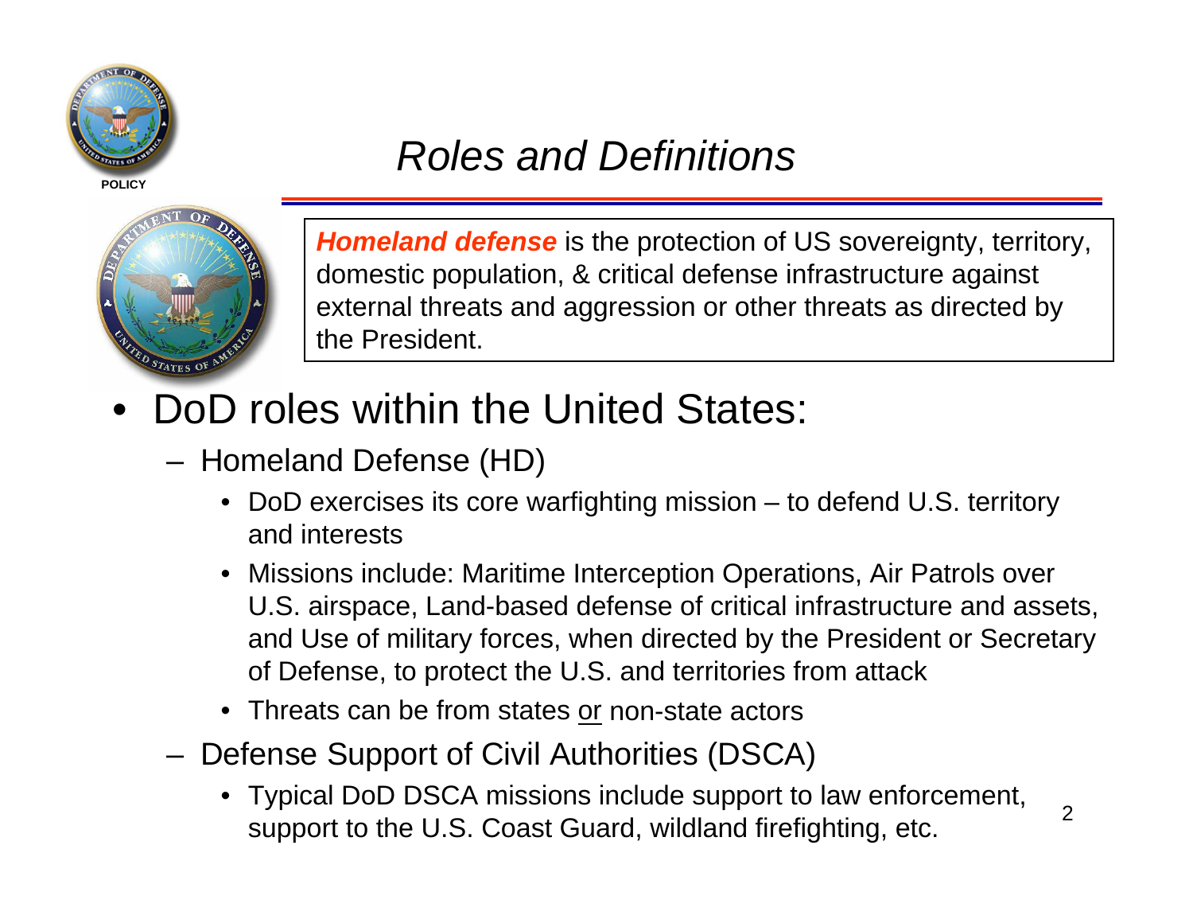# Roles and Definitions

> ***Homeland defense*** is the protection of US sovereignty, territory, domestic population, & critical defense infrastructure against external threats and aggression or other threats as directed by the President.

- DoD roles within the United States:
  - Homeland Defense (HD)
    - DoD exercises its core warfighting mission – to defend U.S. territory and interests
    - Missions include: Maritime Interception Operations, Air Patrols over U.S. airspace, Land-based defense of critical infrastructure and assets, and Use of military forces, when directed by the President or Secretary of Defense, to protect the U.S. and territories from attack
    - Threats can be from states <u>or</u> non-state actors
  - Defense Support of Civil Authorities (DSCA)
    - Typical DoD DSCA missions include support to law enforcement, support to the U.S. Coast Guard, wildland firefighting, etc.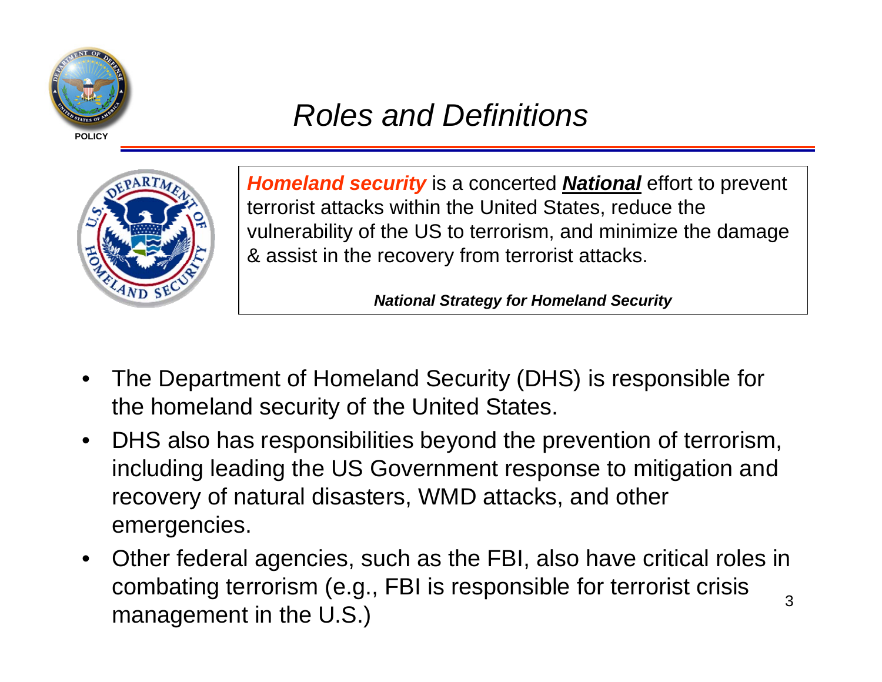# Roles and Definitions

> ***Homeland security*** is a concerted ***National*** effort to prevent terrorist attacks within the United States, reduce the vulnerability of the US to terrorism, and minimize the damage & assist in the recovery from terrorist attacks.
>
> ***National Strategy for Homeland Security***

- The Department of Homeland Security (DHS) is responsible for the homeland security of the United States.
- DHS also has responsibilities beyond the prevention of terrorism, including leading the US Government response to mitigation and recovery of natural disasters, WMD attacks, and other emergencies.
- Other federal agencies, such as the FBI, also have critical roles in combating terrorism (e.g., FBI is responsible for terrorist crisis management in the U.S.)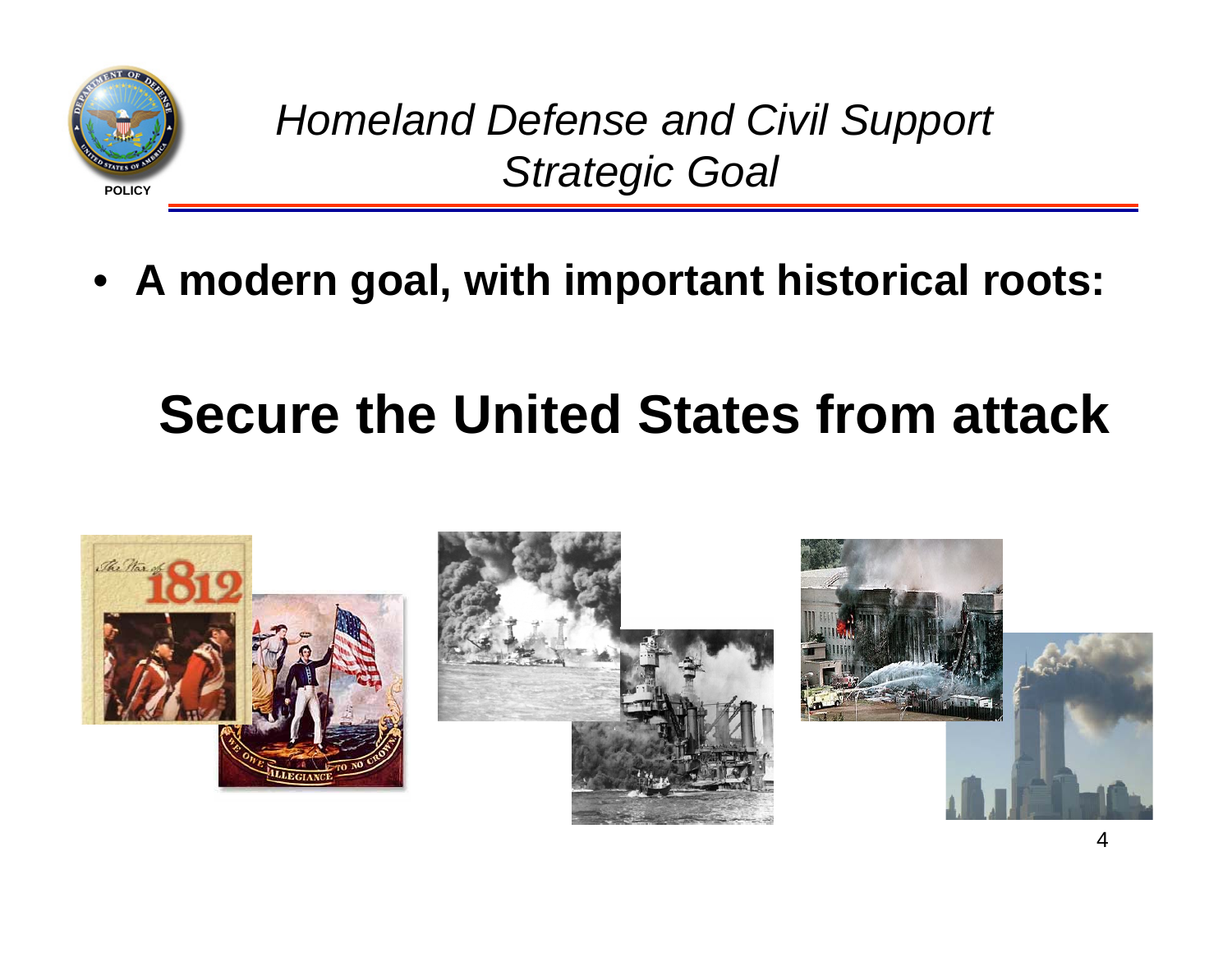# *Homeland Defense and Civil Support Strategic Goal*

- **A modern goal, with important historical roots:**

## Secure the United States from attack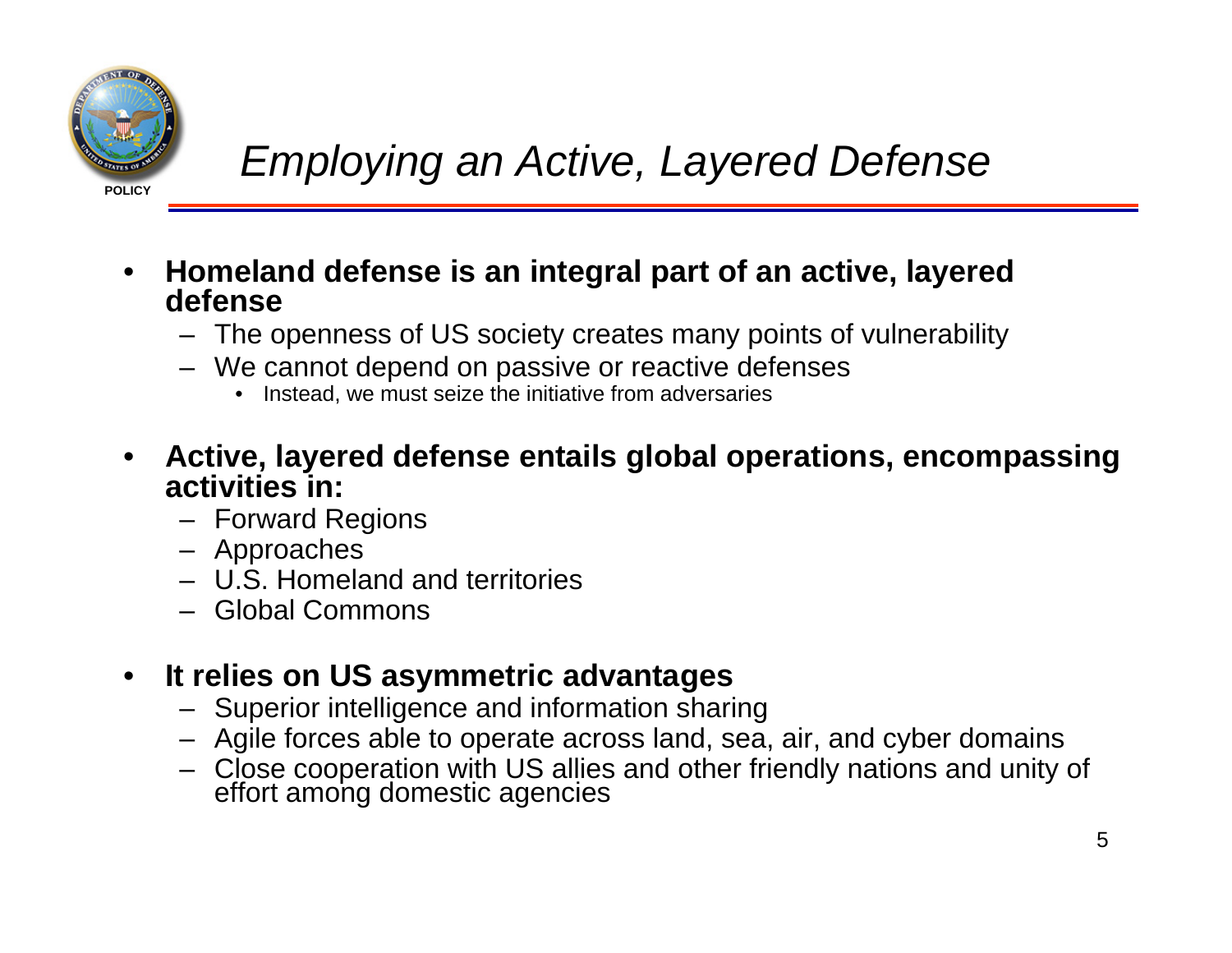# *Employing an Active, Layered Defense*

- **Homeland defense is an integral part of an active, layered defense**
  - The openness of US society creates many points of vulnerability
  - We cannot depend on passive or reactive defenses
    - Instead, we must seize the initiative from adversaries
- **Active, layered defense entails global operations, encompassing activities in:**
  - Forward Regions
  - Approaches
  - U.S. Homeland and territories
  - Global Commons
- **It relies on US asymmetric advantages**
  - Superior intelligence and information sharing
  - Agile forces able to operate across land, sea, air, and cyber domains
  - Close cooperation with US allies and other friendly nations and unity of effort among domestic agencies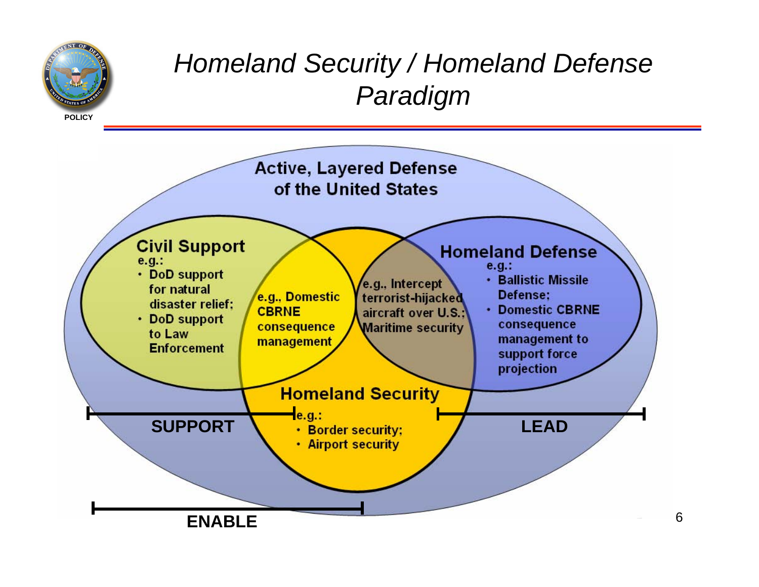# Homeland Security / Homeland Defense Paradigm

**Active, Layered Defense of the United States**

**Civil Support**
e.g.:
- DoD support for natural disaster relief;
- DoD support to Law Enforcement

e.g., Domestic CBRNE consequence management

e.g., Intercept terrorist-hijacked aircraft over U.S.; Maritime security

**Homeland Defense**
e.g.:
- Ballistic Missile Defense;
- Domestic CBRNE consequence management to support force projection

**Homeland Security**
e.g.:
- Border security;
- Airport security

**SUPPORT**

**LEAD**

**ENABLE**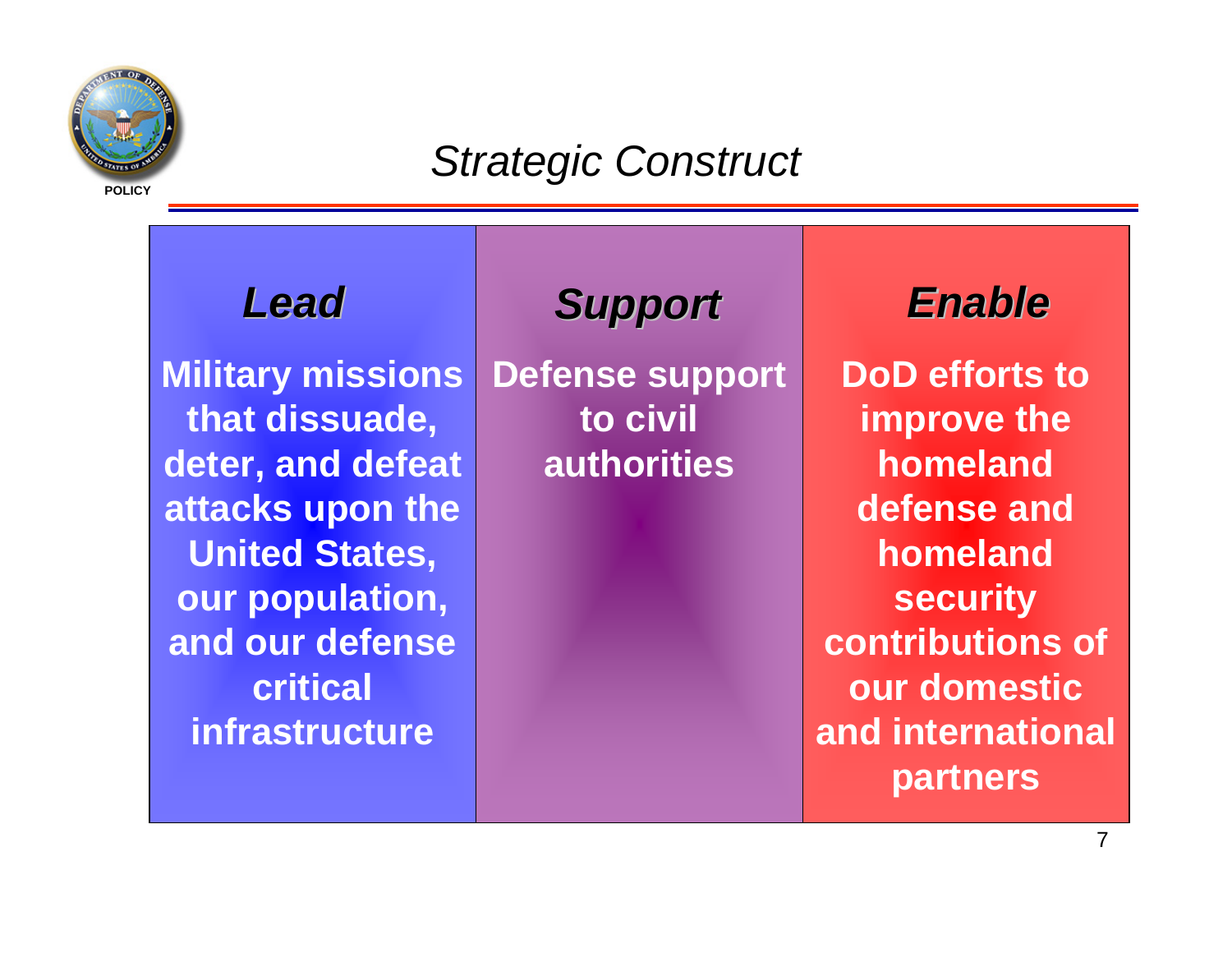# Strategic Construct

| *Lead* | *Support* | *Enable* |
| --- | --- | --- |
| **Military missions that dissuade, deter, and defeat attacks upon the United States, our population, and our defense critical infrastructure** | **Defense support to civil authorities** | **DoD efforts to improve the homeland defense and homeland security contributions of our domestic and international partners** |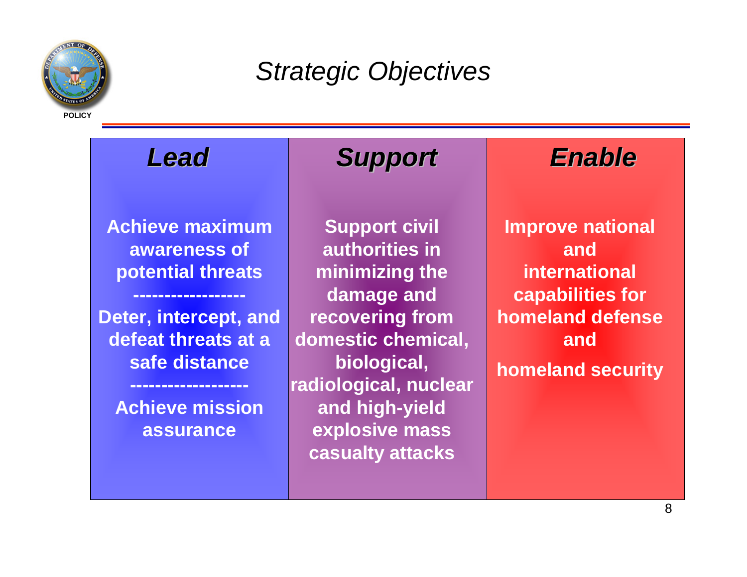POLICY

# Strategic Objectives

| ***Lead*** | ***Support*** | ***Enable*** |
| --- | --- | --- |
| **Achieve maximum awareness of potential threats**<br>**-----------------**<br>**Deter, intercept, and defeat threats at a safe distance**<br>**------------------**<br>**Achieve mission assurance** | **Support civil authorities in minimizing the damage and recovering from domestic chemical, biological, radiological, nuclear and high-yield explosive mass casualty attacks** | **Improve national and international capabilities for homeland defense and homeland security** |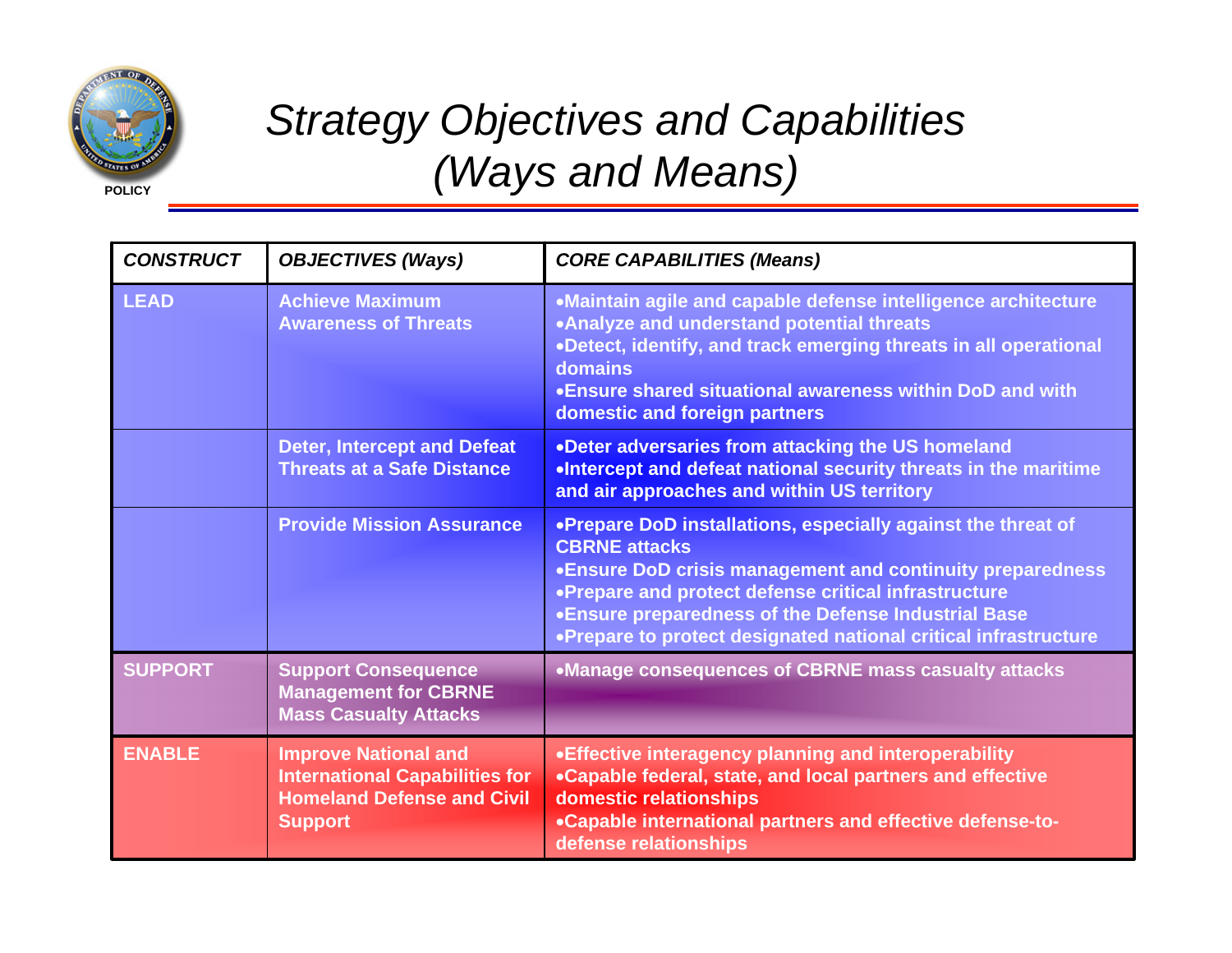# Strategy Objectives and Capabilities (Ways and Means)

| CONSTRUCT | OBJECTIVES (Ways) | CORE CAPABILITIES (Means) |
|---|---|---|
| LEAD | Achieve Maximum Awareness of Threats | •Maintain agile and capable defense intelligence architecture<br>•Analyze and understand potential threats<br>•Detect, identify, and track emerging threats in all operational domains<br>•Ensure shared situational awareness within DoD and with domestic and foreign partners |
| | Deter, Intercept and Defeat Threats at a Safe Distance | •Deter adversaries from attacking the US homeland<br>•Intercept and defeat national security threats in the maritime and air approaches and within US territory |
| | Provide Mission Assurance | •Prepare DoD installations, especially against the threat of CBRNE attacks<br>•Ensure DoD crisis management and continuity preparedness<br>•Prepare and protect defense critical infrastructure<br>•Ensure preparedness of the Defense Industrial Base<br>•Prepare to protect designated national critical infrastructure |
| SUPPORT | Support Consequence Management for CBRNE Mass Casualty Attacks | •Manage consequences of CBRNE mass casualty attacks |
| ENABLE | Improve National and International Capabilities for Homeland Defense and Civil Support | •Effective interagency planning and interoperability<br>•Capable federal, state, and local partners and effective domestic relationships<br>•Capable international partners and effective defense-to-defense relationships |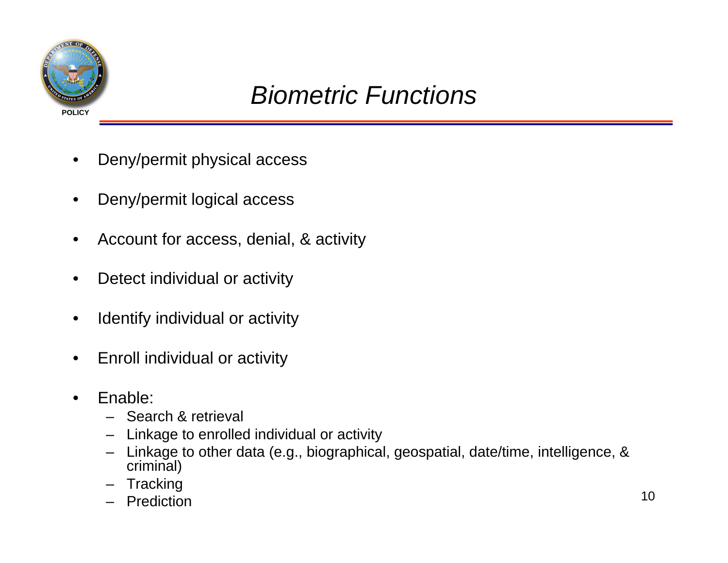# Biometric Functions

- Deny/permit physical access
- Deny/permit logical access
- Account for access, denial, & activity
- Detect individual or activity
- Identify individual or activity
- Enroll individual or activity
- Enable:
  - Search & retrieval
  - Linkage to enrolled individual or activity
  - Linkage to other data (e.g., biographical, geospatial, date/time, intelligence, & criminal)
  - Tracking
  - Prediction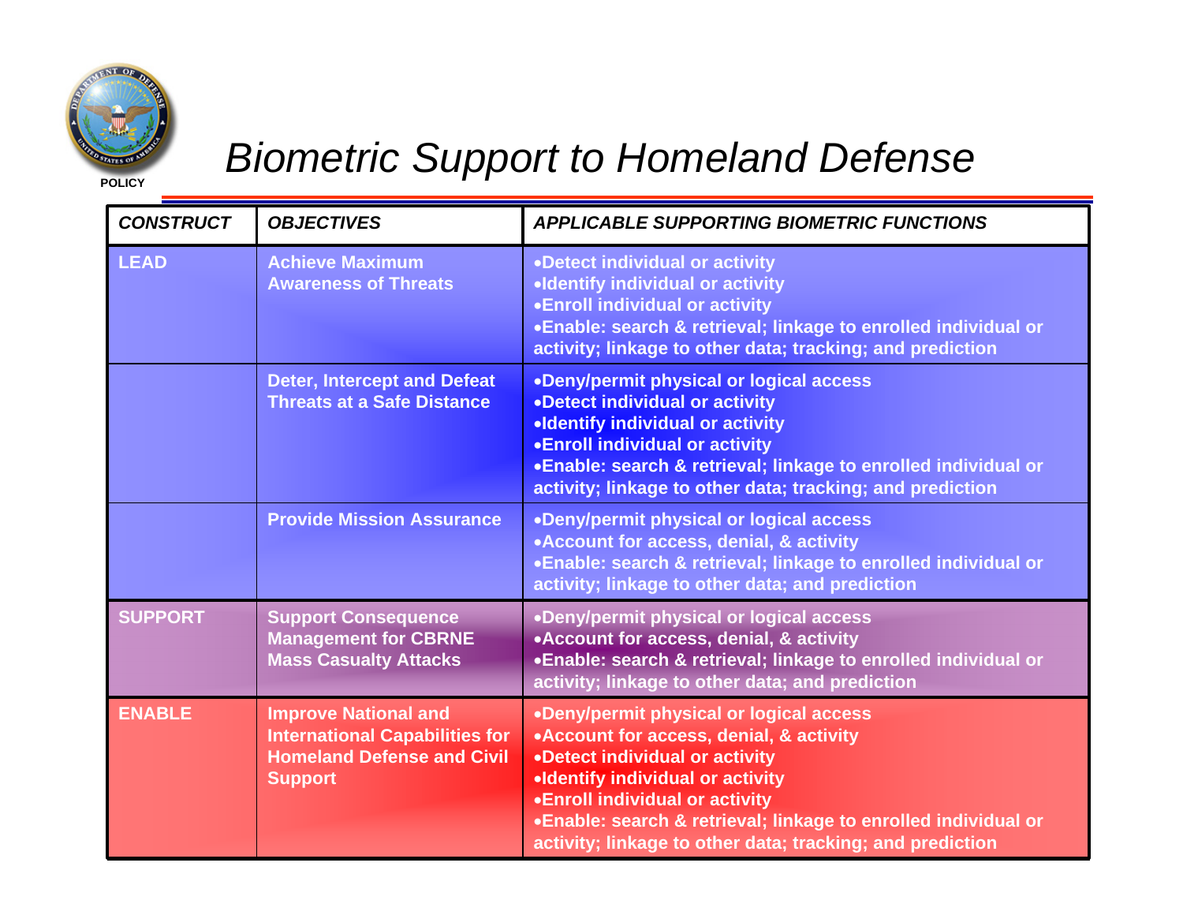# Biometric Support to Homeland Defense

| CONSTRUCT | OBJECTIVES | APPLICABLE SUPPORTING BIOMETRIC FUNCTIONS |
|---|---|---|
| LEAD | Achieve Maximum Awareness of Threats | •Detect individual or activity<br>•Identify individual or activity<br>•Enroll individual or activity<br>•Enable: search & retrieval; linkage to enrolled individual or activity; linkage to other data; tracking; and prediction |
| | Deter, Intercept and Defeat Threats at a Safe Distance | •Deny/permit physical or logical access<br>•Detect individual or activity<br>•Identify individual or activity<br>•Enroll individual or activity<br>•Enable: search & retrieval; linkage to enrolled individual or activity; linkage to other data; tracking; and prediction |
| | Provide Mission Assurance | •Deny/permit physical or logical access<br>•Account for access, denial, & activity<br>•Enable: search & retrieval; linkage to enrolled individual or activity; linkage to other data; and prediction |
| SUPPORT | Support Consequence Management for CBRNE Mass Casualty Attacks | •Deny/permit physical or logical access<br>•Account for access, denial, & activity<br>•Enable: search & retrieval; linkage to enrolled individual or activity; linkage to other data; and prediction |
| ENABLE | Improve National and International Capabilities for Homeland Defense and Civil Support | •Deny/permit physical or logical access<br>•Account for access, denial, & activity<br>•Detect individual or activity<br>•Identify individual or activity<br>•Enroll individual or activity<br>•Enable: search & retrieval; linkage to enrolled individual or activity; linkage to other data; tracking; and prediction |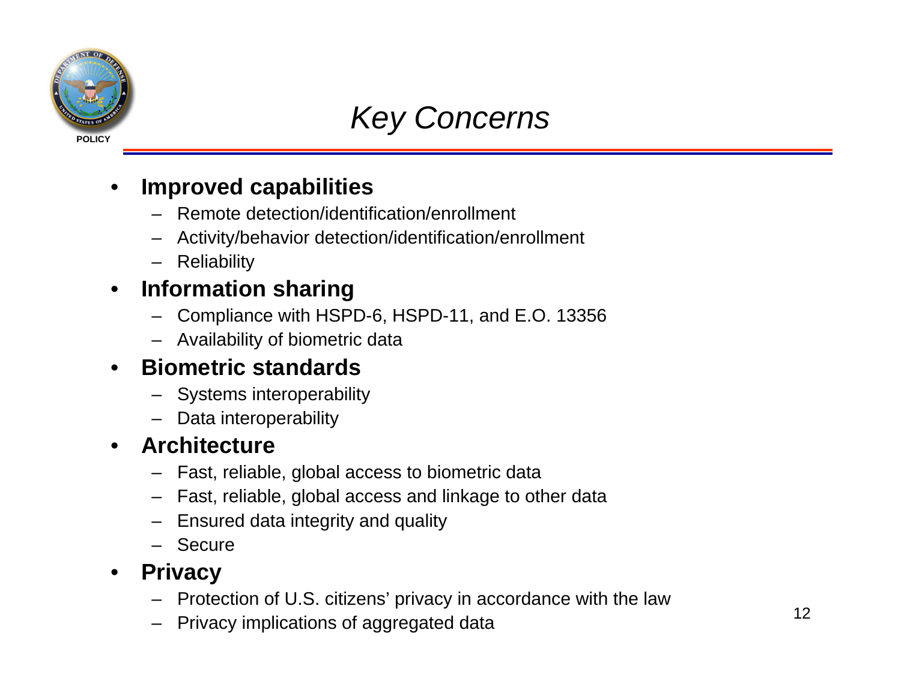# *Key Concerns*

- **Improved capabilities**
  - Remote detection/identification/enrollment
  - Activity/behavior detection/identification/enrollment
  - Reliability
- **Information sharing**
  - Compliance with HSPD-6, HSPD-11, and E.O. 13356
  - Availability of biometric data
- **Biometric standards**
  - Systems interoperability
  - Data interoperability
- **Architecture**
  - Fast, reliable, global access to biometric data
  - Fast, reliable, global access and linkage to other data
  - Ensured data integrity and quality
  - Secure
- **Privacy**
  - Protection of U.S. citizens' privacy in accordance with the law
  - Privacy implications of aggregated data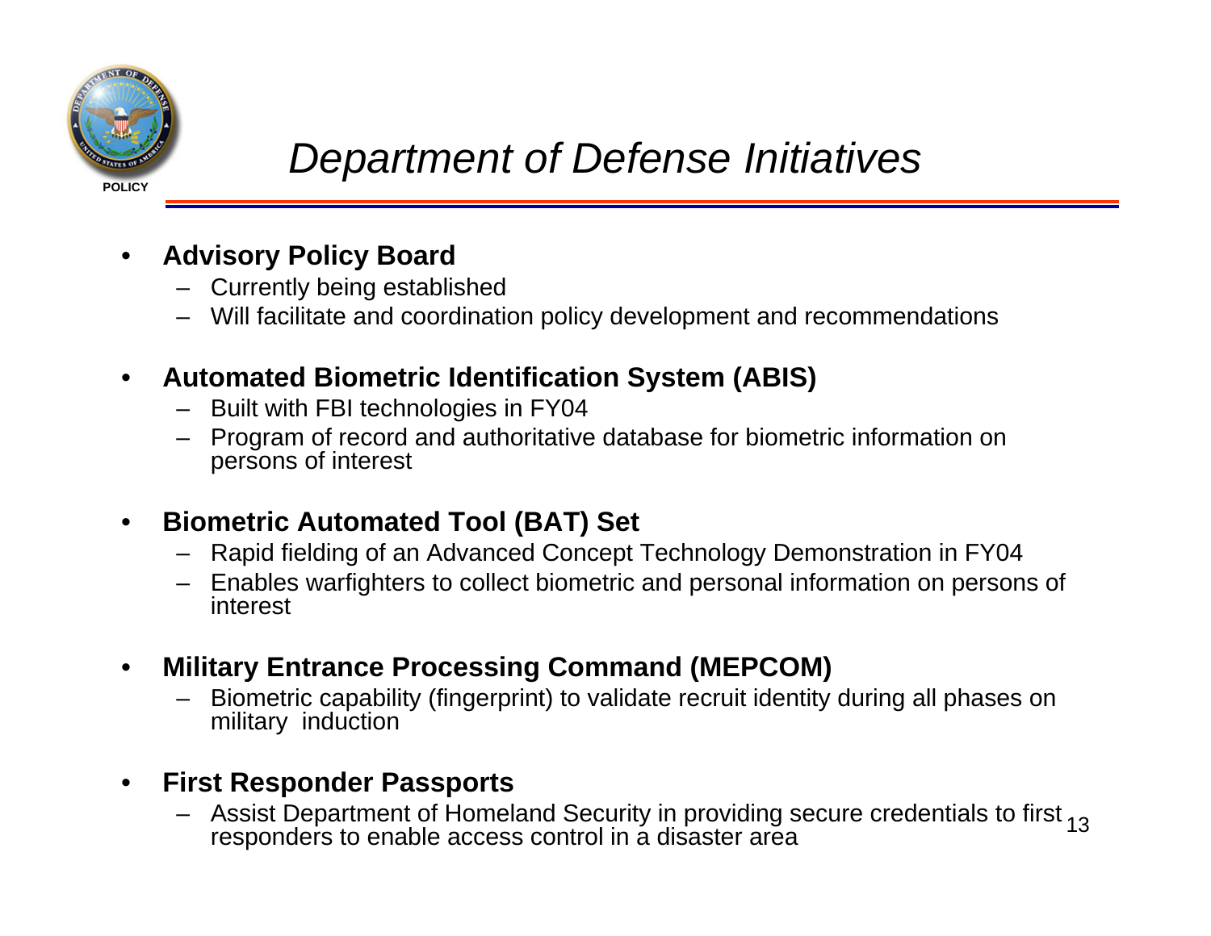# Department of Defense Initiatives

POLICY

- **Advisory Policy Board**
  - Currently being established
  - Will facilitate and coordination policy development and recommendations

- **Automated Biometric Identification System (ABIS)**
  - Built with FBI technologies in FY04
  - Program of record and authoritative database for biometric information on persons of interest

- **Biometric Automated Tool (BAT) Set**
  - Rapid fielding of an Advanced Concept Technology Demonstration in FY04
  - Enables warfighters to collect biometric and personal information on persons of interest

- **Military Entrance Processing Command (MEPCOM)**
  - Biometric capability (fingerprint) to validate recruit identity during all phases on military induction

- **First Responder Passports**
  - Assist Department of Homeland Security in providing secure credentials to first responders to enable access control in a disaster area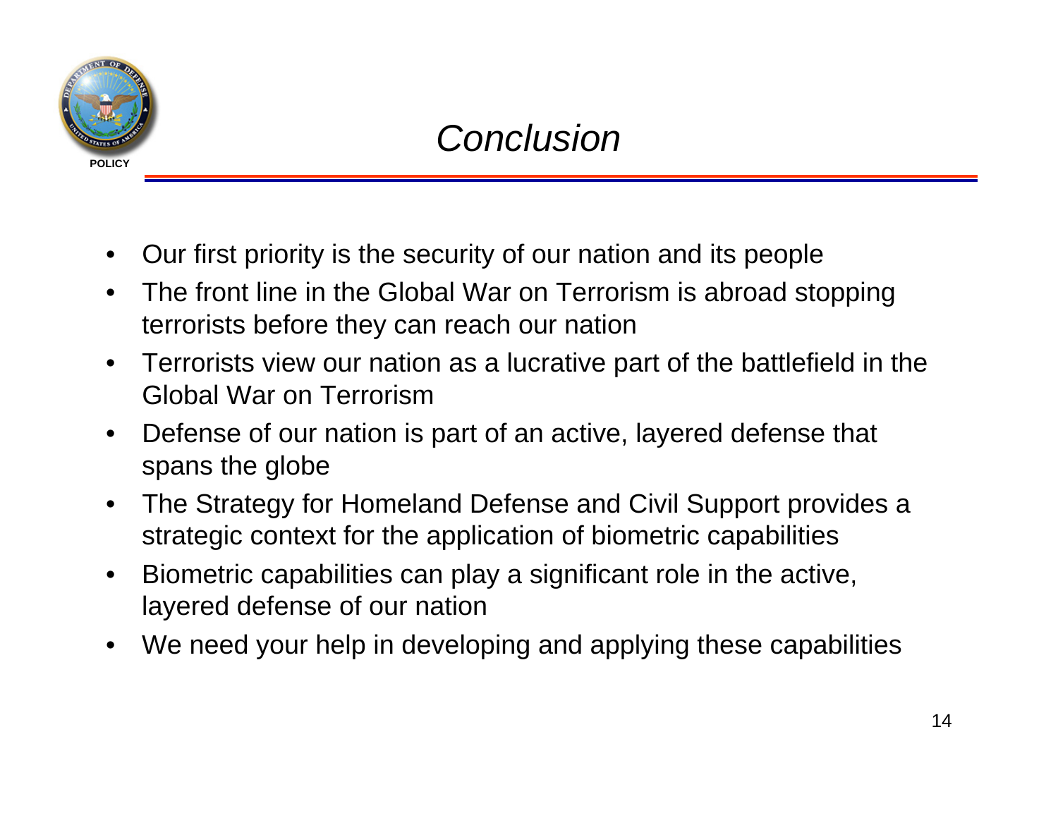# Conclusion

- Our first priority is the security of our nation and its people
- The front line in the Global War on Terrorism is abroad stopping terrorists before they can reach our nation
- Terrorists view our nation as a lucrative part of the battlefield in the Global War on Terrorism
- Defense of our nation is part of an active, layered defense that spans the globe
- The Strategy for Homeland Defense and Civil Support provides a strategic context for the application of biometric capabilities
- Biometric capabilities can play a significant role in the active, layered defense of our nation
- We need your help in developing and applying these capabilities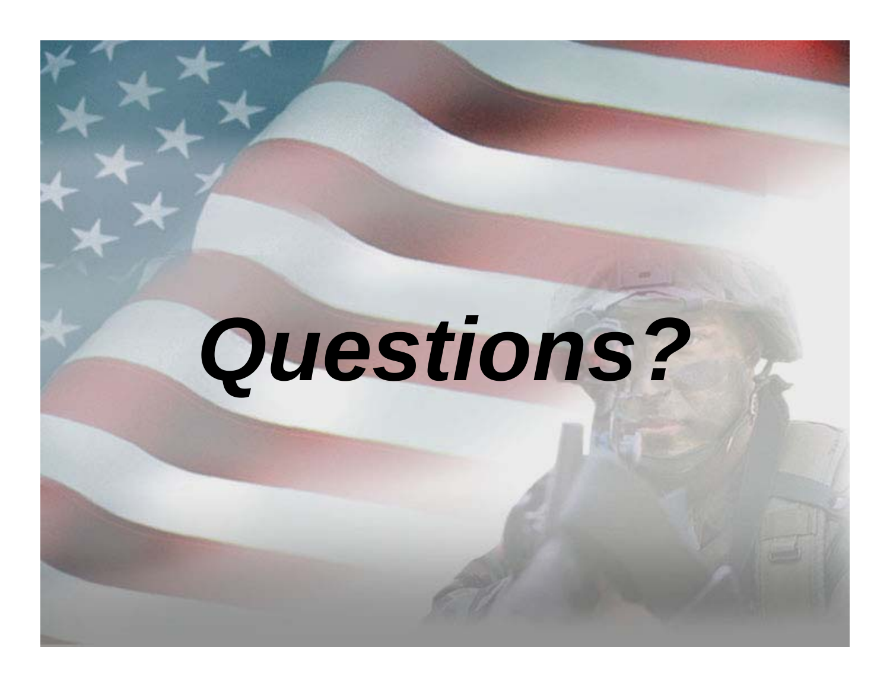***Questions?***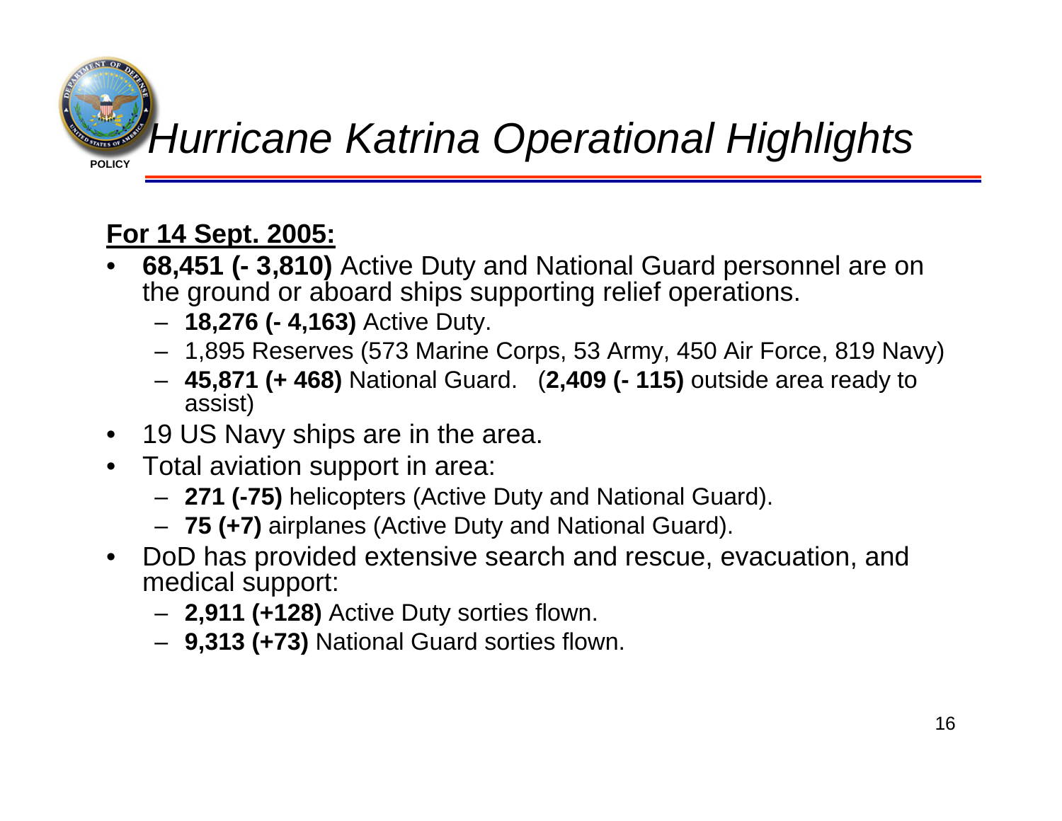# *Hurricane Katrina Operational Highlights*

POLICY

**For 14 Sept. 2005:**

- **68,451 (- 3,810)** Active Duty and National Guard personnel are on the ground or aboard ships supporting relief operations.
  - **18,276 (- 4,163)** Active Duty.
  - 1,895 Reserves (573 Marine Corps, 53 Army, 450 Air Force, 819 Navy)
  - **45,871 (+ 468)** National Guard. (**2,409 (- 115)** outside area ready to assist)
- 19 US Navy ships are in the area.
- Total aviation support in area:
  - **271 (-75)** helicopters (Active Duty and National Guard).
  - **75 (+7)** airplanes (Active Duty and National Guard).
- DoD has provided extensive search and rescue, evacuation, and medical support:
  - **2,911 (+128)** Active Duty sorties flown.
  - **9,313 (+73)** National Guard sorties flown.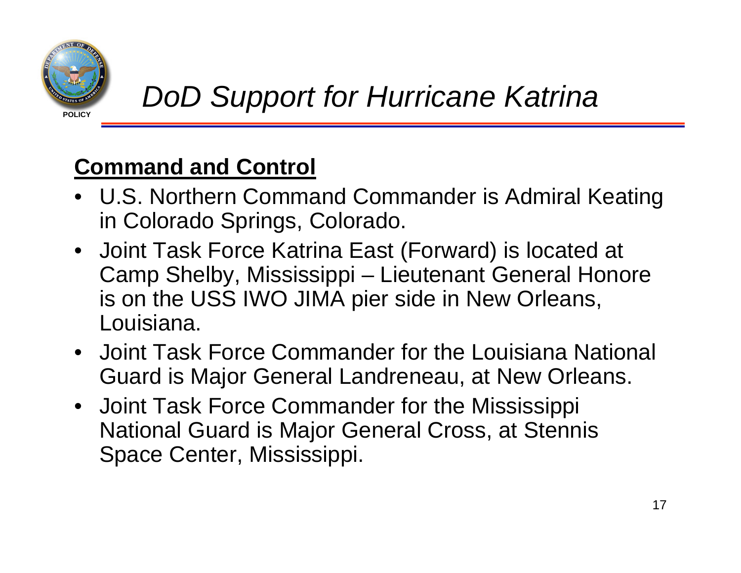# *DoD Support for Hurricane Katrina*

## **Command and Control**

- U.S. Northern Command Commander is Admiral Keating in Colorado Springs, Colorado.
- Joint Task Force Katrina East (Forward) is located at Camp Shelby, Mississippi – Lieutenant General Honore is on the USS IWO JIMA pier side in New Orleans, Louisiana.
- Joint Task Force Commander for the Louisiana National Guard is Major General Landreneau, at New Orleans.
- Joint Task Force Commander for the Mississippi National Guard is Major General Cross, at Stennis Space Center, Mississippi.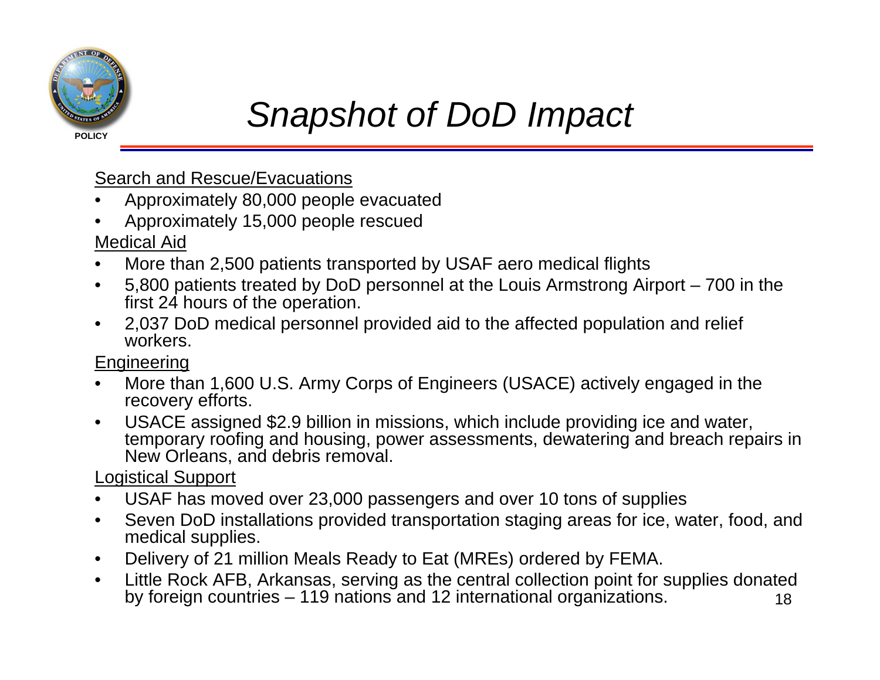# Snapshot of DoD Impact

Search and Rescue/Evacuations

- Approximately 80,000 people evacuated
- Approximately 15,000 people rescued

Medical Aid

- More than 2,500 patients transported by USAF aero medical flights
- 5,800 patients treated by DoD personnel at the Louis Armstrong Airport – 700 in the first 24 hours of the operation.
- 2,037 DoD medical personnel provided aid to the affected population and relief workers.

Engineering

- More than 1,600 U.S. Army Corps of Engineers (USACE) actively engaged in the recovery efforts.
- USACE assigned $2.9 billion in missions, which include providing ice and water, temporary roofing and housing, power assessments, dewatering and breach repairs in New Orleans, and debris removal.

Logistical Support

- USAF has moved over 23,000 passengers and over 10 tons of supplies
- Seven DoD installations provided transportation staging areas for ice, water, food, and medical supplies.
- Delivery of 21 million Meals Ready to Eat (MREs) ordered by FEMA.
- Little Rock AFB, Arkansas, serving as the central collection point for supplies donated by foreign countries – 119 nations and 12 international organizations.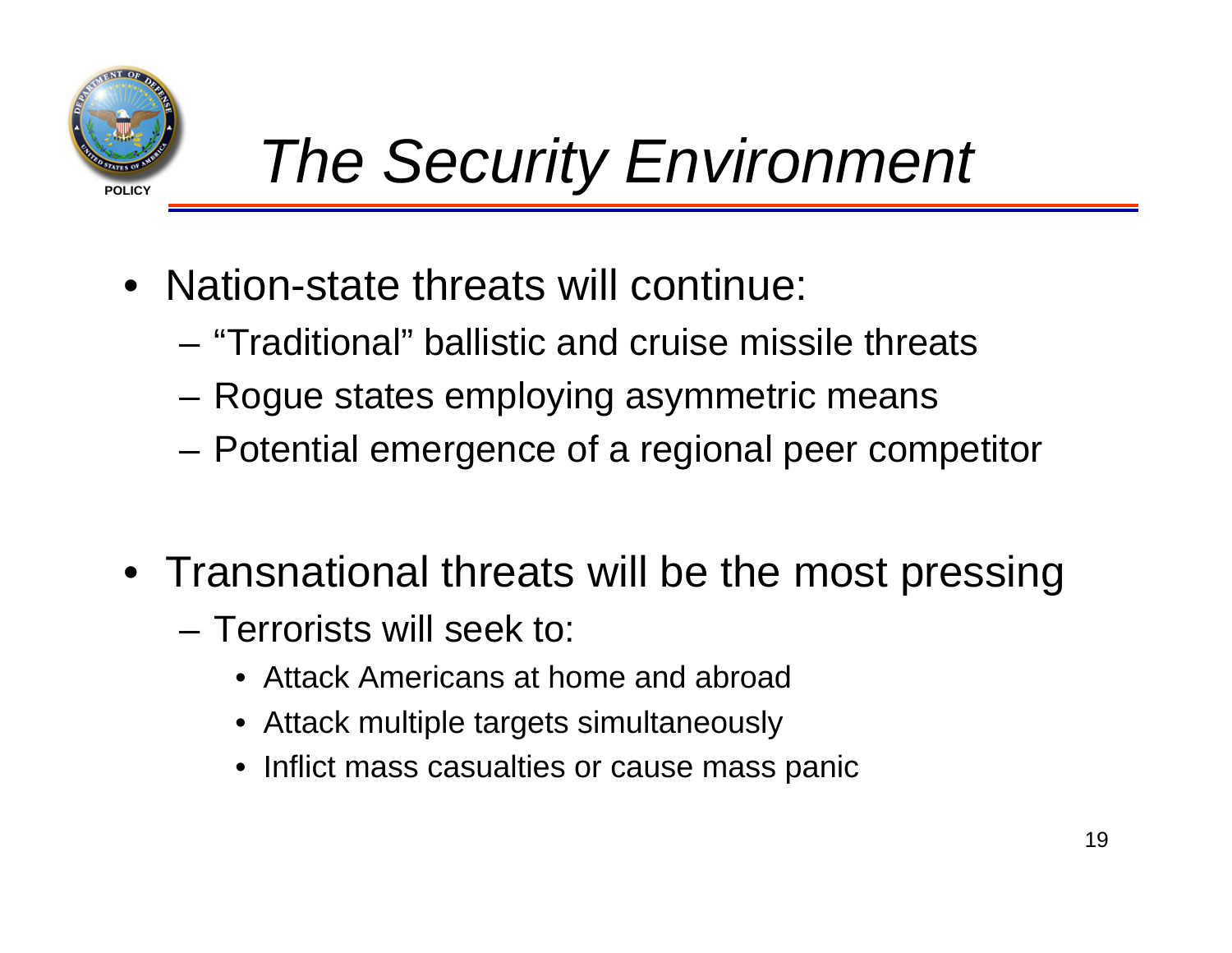# *The Security Environment*

- Nation-state threats will continue:
  - “Traditional” ballistic and cruise missile threats
  - Rogue states employing asymmetric means
  - Potential emergence of a regional peer competitor

- Transnational threats will be the most pressing
  - Terrorists will seek to:
    - Attack Americans at home and abroad
    - Attack multiple targets simultaneously
    - Inflict mass casualties or cause mass panic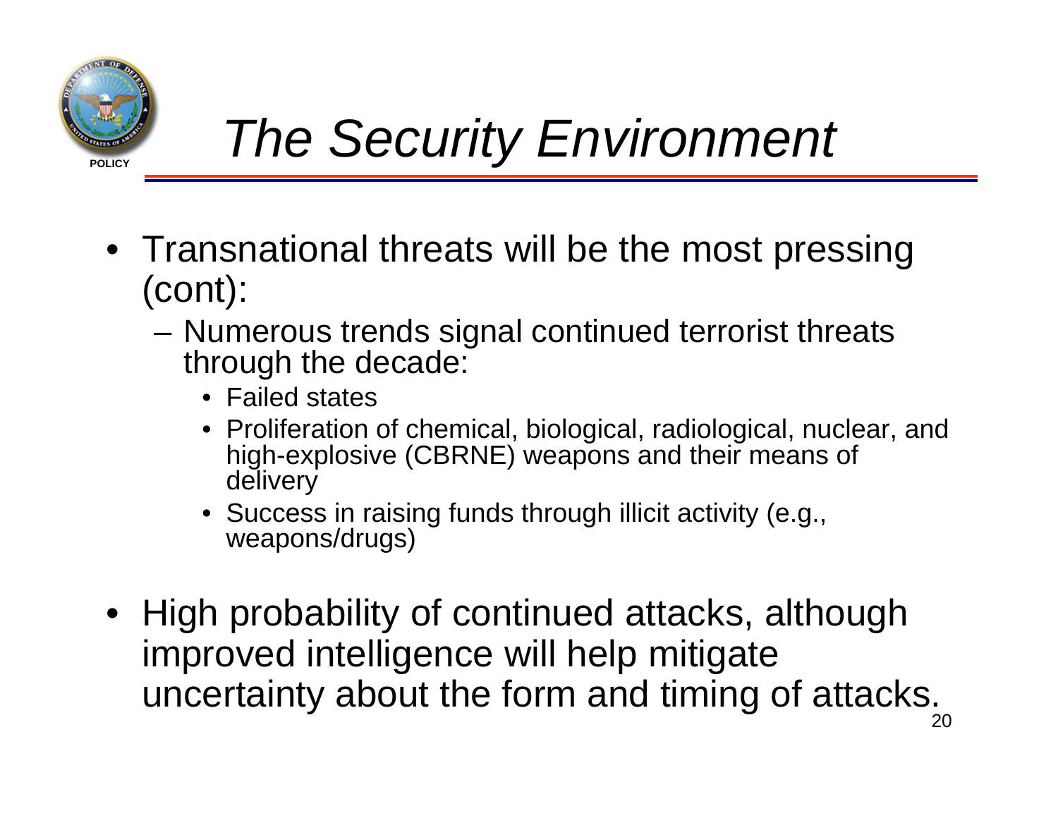POLICY

# *The Security Environment*

- Transnational threats will be the most pressing (cont):
  - Numerous trends signal continued terrorist threats through the decade:
    - Failed states
    - Proliferation of chemical, biological, radiological, nuclear, and high-explosive (CBRNE) weapons and their means of delivery
    - Success in raising funds through illicit activity (e.g., weapons/drugs)
- High probability of continued attacks, although improved intelligence will help mitigate uncertainty about the form and timing of attacks.